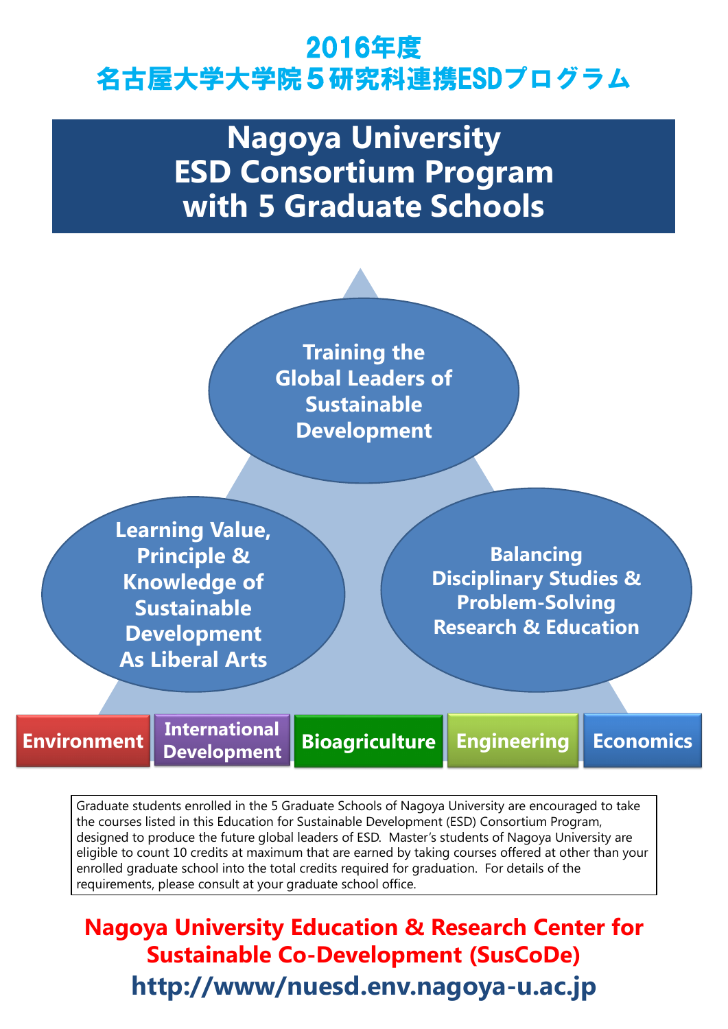# 2016年度
# 名古屋大学大学院５研究科連携ESDプログラム

# Nagoya University ESD Consortium Program with 5 Graduate Schools

**Training the Global Leaders of Sustainable Development**

**Learning Value, Principle & Knowledge of Sustainable Development As Liberal Arts**

**Balancing Disciplinary Studies & Problem-Solving Research & Education**

**Environment** | **International Development** | **Bioagriculture** | **Engineering** | **Economics**

Graduate students enrolled in the 5 Graduate Schools of Nagoya University are encouraged to take the courses listed in this Education for Sustainable Development (ESD) Consortium Program, designed to produce the future global leaders of ESD. Master's students of Nagoya University are eligible to count 10 credits at maximum that are earned by taking courses offered at other than your enrolled graduate school into the total credits required for graduation. For details of the requirements, please consult at your graduate school office.

**Nagoya University Education & Research Center for Sustainable Co-Development (SusCoDe)**

**http://www/nuesd.env.nagoya-u.ac.jp**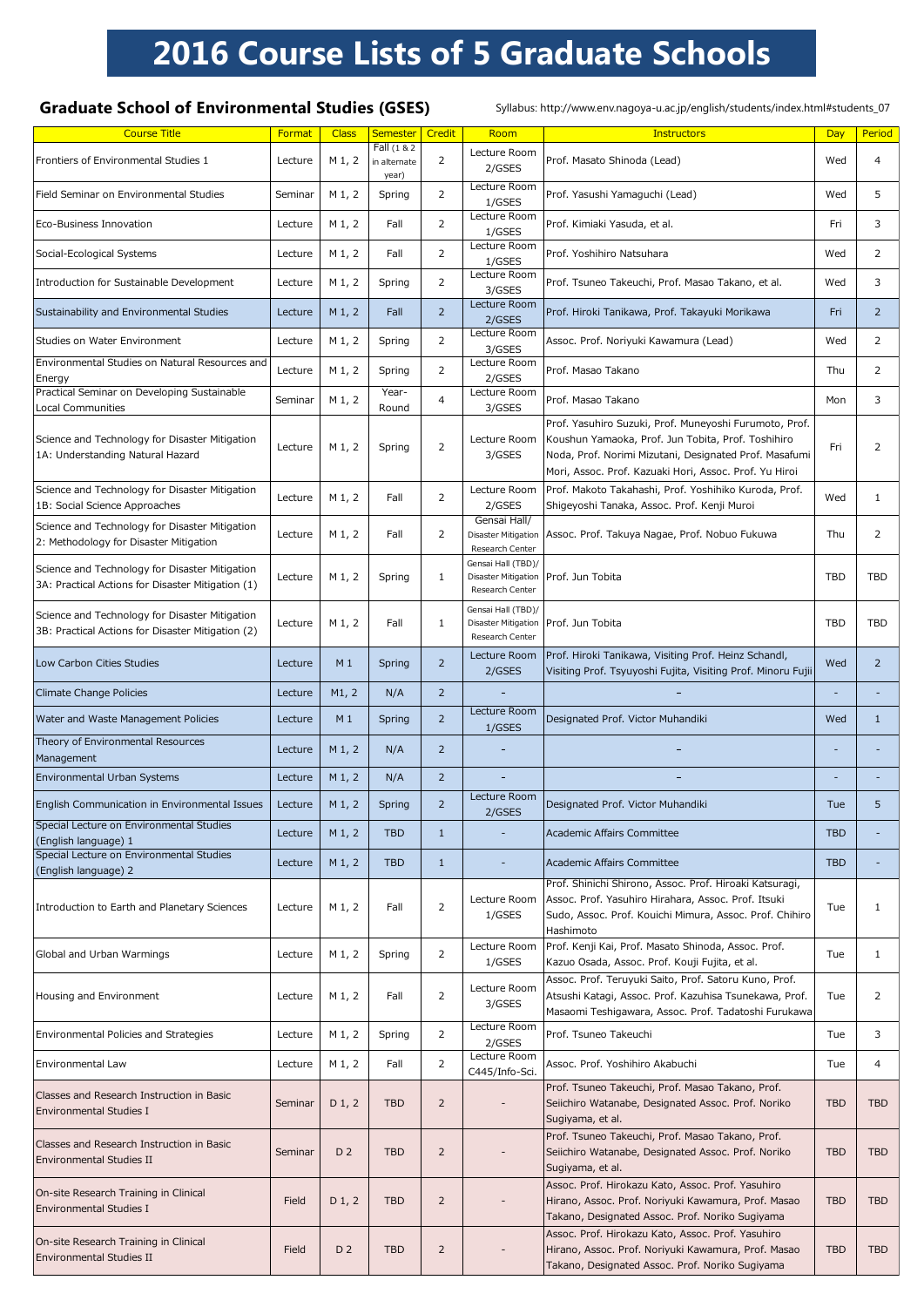# 2016 Course Lists of 5 Graduate Schools

## Graduate School of Environmental Studies (GSES)

Syllabus: http://www.env.nagoya-u.ac.jp/english/students/index.html#students_07

| Course Title | Format | Class | Semester | Credit | Room | Instructors | Day | Period |
|---|---|---|---|---|---|---|---|---|
| Frontiers of Environmental Studies 1 | Lecture | M 1, 2 | Fall (1 & 2 in alternate year) | 2 | Lecture Room 2/GSES | Prof. Masato Shinoda (Lead) | Wed | 4 |
| Field Seminar on Environmental Studies | Seminar | M 1, 2 | Spring | 2 | Lecture Room 1/GSES | Prof. Yasushi Yamaguchi (Lead) | Wed | 5 |
| Eco-Business Innovation | Lecture | M 1, 2 | Fall | 2 | Lecture Room 1/GSES | Prof. Kimiaki Yasuda, et al. | Fri | 3 |
| Social-Ecological Systems | Lecture | M 1, 2 | Fall | 2 | Lecture Room 1/GSES | Prof. Yoshihiro Natsuhara | Wed | 2 |
| Introduction for Sustainable Development | Lecture | M 1, 2 | Spring | 2 | Lecture Room 3/GSES | Prof. Tsuneo Takeuchi, Prof. Masao Takano, et al. | Wed | 3 |
| Sustainability and Environmental Studies | Lecture | M 1, 2 | Fall | 2 | Lecture Room 2/GSES | Prof. Hiroki Tanikawa, Prof. Takayuki Morikawa | Fri | 2 |
| Studies on Water Environment | Lecture | M 1, 2 | Spring | 2 | Lecture Room 3/GSES | Assoc. Prof. Noriyuki Kawamura (Lead) | Wed | 2 |
| Environmental Studies on Natural Resources and Energy | Lecture | M 1, 2 | Spring | 2 | Lecture Room 2/GSES | Prof. Masao Takano | Thu | 2 |
| Practical Seminar on Developing Sustainable Local Communities | Seminar | M 1, 2 | Year-Round | 4 | Lecture Room 3/GSES | Prof. Masao Takano | Mon | 3 |
| Science and Technology for Disaster Mitigation 1A: Understanding Natural Hazard | Lecture | M 1, 2 | Spring | 2 | Lecture Room 3/GSES | Prof. Yasuhiro Suzuki, Prof. Muneyoshi Furumoto, Prof. Koushun Yamaoka, Prof. Jun Tobita, Prof. Toshihiro Noda, Prof. Norimi Mizutani, Designated Prof. Masafumi Mori, Assoc. Prof. Kazuaki Hori, Assoc. Prof. Yu Hiroi | Fri | 2 |
| Science and Technology for Disaster Mitigation 1B: Social Science Approaches | Lecture | M 1, 2 | Fall | 2 | Lecture Room 2/GSES | Prof. Makoto Takahashi, Prof. Yoshihiko Kuroda, Prof. Shigeyoshi Tanaka, Assoc. Prof. Kenji Muroi | Wed | 1 |
| Science and Technology for Disaster Mitigation 2: Methodology for Disaster Mitigation | Lecture | M 1, 2 | Fall | 2 | Gensai Hall/ Disaster Mitigation Research Center | Assoc. Prof. Takuya Nagae, Prof. Nobuo Fukuwa | Thu | 2 |
| Science and Technology for Disaster Mitigation 3A: Practical Actions for Disaster Mitigation (1) | Lecture | M 1, 2 | Spring | 1 | Gensai Hall (TBD)/ Disaster Mitigation Research Center | Prof. Jun Tobita | TBD | TBD |
| Science and Technology for Disaster Mitigation 3B: Practical Actions for Disaster Mitigation (2) | Lecture | M 1, 2 | Fall | 1 | Gensai Hall (TBD)/ Disaster Mitigation Research Center | Prof. Jun Tobita | TBD | TBD |
| Low Carbon Cities Studies | Lecture | M 1 | Spring | 2 | Lecture Room 2/GSES | Prof. Hiroki Tanikawa, Visiting Prof. Heinz Schandl, Visiting Prof. Tsyuyoshi Fujita, Visiting Prof. Minoru Fujii | Wed | 2 |
| Climate Change Policies | Lecture | M1, 2 | N/A | 2 | - | - | - | - |
| Water and Waste Management Policies | Lecture | M 1 | Spring | 2 | Lecture Room 1/GSES | Designated Prof. Victor Muhandiki | Wed | 1 |
| Theory of Environmental Resources Management | Lecture | M 1, 2 | N/A | 2 | - | - | - | - |
| Environmental Urban Systems | Lecture | M 1, 2 | N/A | 2 | - | - | - | - |
| English Communication in Environmental Issues | Lecture | M 1, 2 | Spring | 2 | Lecture Room 2/GSES | Designated Prof. Victor Muhandiki | Tue | 5 |
| Special Lecture on Environmental Studies (English language) 1 | Lecture | M 1, 2 | TBD | 1 | - | Academic Affairs Committee | TBD | - |
| Special Lecture on Environmental Studies (English language) 2 | Lecture | M 1, 2 | TBD | 1 | - | Academic Affairs Committee | TBD | - |
| Introduction to Earth and Planetary Sciences | Lecture | M 1, 2 | Fall | 2 | Lecture Room 1/GSES | Prof. Shinichi Shirono, Assoc. Prof. Hiroaki Katsuragi, Assoc. Prof. Yasuhiro Hirahara, Assoc. Prof. Itsuki Sudo, Assoc. Prof. Kouichi Mimura, Assoc. Prof. Chihiro Hashimoto | Tue | 1 |
| Global and Urban Warmings | Lecture | M 1, 2 | Spring | 2 | Lecture Room 1/GSES | Prof. Kenji Kai, Prof. Masato Shinoda, Assoc. Prof. Kazuo Osada, Assoc. Prof. Kouji Fujita, et al. | Tue | 1 |
| Housing and Environment | Lecture | M 1, 2 | Fall | 2 | Lecture Room 3/GSES | Assoc. Prof. Teruyuki Saito, Prof. Satoru Kuno, Prof. Atsushi Katagi, Assoc. Prof. Kazuhisa Tsunekawa, Prof. Masaomi Teshigawara, Assoc. Prof. Tadatoshi Furukawa | Tue | 2 |
| Environmental Policies and Strategies | Lecture | M 1, 2 | Spring | 2 | Lecture Room 2/GSES | Prof. Tsuneo Takeuchi | Tue | 3 |
| Environmental Law | Lecture | M 1, 2 | Fall | 2 | Lecture Room C445/Info-Sci. | Assoc. Prof. Yoshihiro Akabuchi | Tue | 4 |
| Classes and Research Instruction in Basic Environmental Studies I | Seminar | D 1, 2 | TBD | 2 | - | Prof. Tsuneo Takeuchi, Prof. Masao Takano, Prof. Seiichiro Watanabe, Designated Assoc. Prof. Noriko Sugiyama, et al. | TBD | TBD |
| Classes and Research Instruction in Basic Environmental Studies II | Seminar | D 2 | TBD | 2 | - | Prof. Tsuneo Takeuchi, Prof. Masao Takano, Prof. Seiichiro Watanabe, Designated Assoc. Prof. Noriko Sugiyama, et al. | TBD | TBD |
| On-site Research Training in Clinical Environmental Studies I | Field | D 1, 2 | TBD | 2 | - | Assoc. Prof. Hirokazu Kato, Assoc. Prof. Yasuhiro Hirano, Assoc. Prof. Noriyuki Kawamura, Prof. Masao Takano, Designated Assoc. Prof. Noriko Sugiyama | TBD | TBD |
| On-site Research Training in Clinical Environmental Studies II | Field | D 2 | TBD | 2 | - | Assoc. Prof. Hirokazu Kato, Assoc. Prof. Yasuhiro Hirano, Assoc. Prof. Noriyuki Kawamura, Prof. Masao Takano, Designated Assoc. Prof. Noriko Sugiyama | TBD | TBD |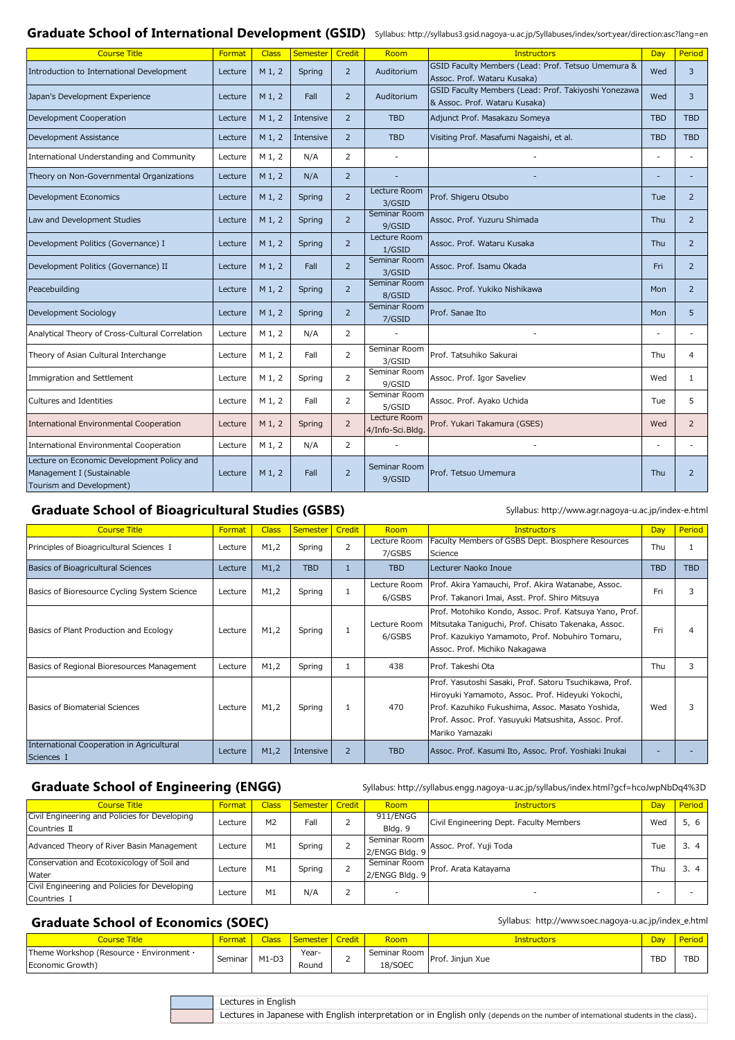## Graduate School of International Development (GSID)

Syllabus: http://syllabus3.gsid.nagoya-u.ac.jp/Syllabuses/index/sort:year/direction:asc?lang=en

| Course Title | Format | Class | Semester | Credit | Room | Instructors | Day | Period |
|---|---|---|---|---|---|---|---|---|
| Introduction to International Development | Lecture | M 1, 2 | Spring | 2 | Auditorium | GSID Faculty Members (Lead: Prof. Tetsuo Umemura & Assoc. Prof. Wataru Kusaka) | Wed | 3 |
| Japan's Development Experience | Lecture | M 1, 2 | Fall | 2 | Auditorium | GSID Faculty Members (Lead: Prof. Takiyoshi Yonezawa & Assoc. Prof. Wataru Kusaka) | Wed | 3 |
| Development Cooperation | Lecture | M 1, 2 | Intensive | 2 | TBD | Adjunct Prof. Masakazu Someya | TBD | TBD |
| Development Assistance | Lecture | M 1, 2 | Intensive | 2 | TBD | Visiting Prof. Masafumi Nagaishi, et al. | TBD | TBD |
| International Understanding and Community | Lecture | M 1, 2 | N/A | 2 | - | - | - | - |
| Theory on Non-Governmental Organizations | Lecture | M 1, 2 | N/A | 2 | - | - | - | - |
| Development Economics | Lecture | M 1, 2 | Spring | 2 | Lecture Room 3/GSID | Prof. Shigeru Otsubo | Tue | 2 |
| Law and Development Studies | Lecture | M 1, 2 | Spring | 2 | Seminar Room 9/GSID | Assoc. Prof. Yuzuru Shimada | Thu | 2 |
| Development Politics (Governance) I | Lecture | M 1, 2 | Spring | 2 | Lecture Room 1/GSID | Assoc. Prof. Wataru Kusaka | Thu | 2 |
| Development Politics (Governance) II | Lecture | M 1, 2 | Fall | 2 | Seminar Room 3/GSID | Assoc. Prof. Isamu Okada | Fri | 2 |
| Peacebuilding | Lecture | M 1, 2 | Spring | 2 | Seminar Room 8/GSID | Assoc. Prof. Yukiko Nishikawa | Mon | 2 |
| Development Sociology | Lecture | M 1, 2 | Spring | 2 | Seminar Room 7/GSID | Prof. Sanae Ito | Mon | 5 |
| Analytical Theory of Cross-Cultural Correlation | Lecture | M 1, 2 | N/A | 2 | - | - | - | - |
| Theory of Asian Cultural Interchange | Lecture | M 1, 2 | Fall | 2 | Seminar Room 3/GSID | Prof. Tatsuhiko Sakurai | Thu | 4 |
| Immigration and Settlement | Lecture | M 1, 2 | Spring | 2 | Seminar Room 9/GSID | Assoc. Prof. Igor Saveliev | Wed | 1 |
| Cultures and Identities | Lecture | M 1, 2 | Fall | 2 | Seminar Room 5/GSID | Assoc. Prof. Ayako Uchida | Tue | 5 |
| International Environmental Cooperation | Lecture | M 1, 2 | Spring | 2 | Lecture Room 4/Info-Sci.Bldg. | Prof. Yukari Takamura (GSES) | Wed | 2 |
| International Environmental Cooperation | Lecture | M 1, 2 | N/A | 2 | - | - | - | - |
| Lecture on Economic Development Policy and Management I (Sustainable Tourism and Development) | Lecture | M 1, 2 | Fall | 2 | Seminar Room 9/GSID | Prof. Tetsuo Umemura | Thu | 2 |

## Graduate School of Bioagricultural Studies (GSBS)

Syllabus: http://www.agr.nagoya-u.ac.jp/index-e.html

| Course Title | Format | Class | Semester | Credit | Room | Instructors | Day | Period |
|---|---|---|---|---|---|---|---|---|
| Principles of Bioagricultural Sciences I | Lecture | M1,2 | Spring | 2 | Lecture Room 7/GSBS | Faculty Members of GSBS Dept. Biosphere Resources Science | Thu | 1 |
| Basics of Bioagricultural Sciences | Lecture | M1,2 | TBD | 1 | TBD | Lecturer Naoko Inoue | TBD | TBD |
| Basics of Bioresource Cycling System Science | Lecture | M1,2 | Spring | 1 | Lecture Room 6/GSBS | Prof. Akira Yamauchi, Prof. Akira Watanabe, Assoc. Prof. Takanori Imai, Asst. Prof. Shiro Mitsuya | Fri | 3 |
| Basics of Plant Production and Ecology | Lecture | M1,2 | Spring | 1 | Lecture Room 6/GSBS | Prof. Motohiko Kondo, Assoc. Prof. Katsuya Yano, Prof. Mitsutaka Taniguchi, Prof. Chisato Takenaka, Assoc. Prof. Kazukiyo Yamamoto, Prof. Nobuhiro Tomaru, Assoc. Prof. Michiko Nakagawa | Fri | 4 |
| Basics of Regional Bioresources Management | Lecture | M1,2 | Spring | 1 | 438 | Prof. Takeshi Ota | Thu | 3 |
| Basics of Biomaterial Sciences | Lecture | M1,2 | Spring | 1 | 470 | Prof. Yasutoshi Sasaki, Prof. Satoru Tsuchikawa, Prof. Hiroyuki Yamamoto, Assoc. Prof. Hideyuki Yokochi, Prof. Kazuhiko Fukushima, Assoc. Masato Yoshida, Prof. Assoc. Prof. Yasuyuki Matsushita, Assoc. Prof. Mariko Yamazaki | Wed | 3 |
| International Cooperation in Agricultural Sciences I | Lecture | M1,2 | Intensive | 2 | TBD | Assoc. Prof. Kasumi Ito, Assoc. Prof. Yoshiaki Inukai | - | - |

## Graduate School of Engineering (ENGG)

Syllabus: http://syllabus.engg.nagoya-u.ac.jp/syllabus/index.html?gcf=hcoJwpNbDq4%3D

| Course Title | Format | Class | Semester | Credit | Room | Instructors | Day | Period |
|---|---|---|---|---|---|---|---|---|
| Civil Engineering and Policies for Developing Countries II | Lecture | M2 | Fall | 2 | 911/ENGG Bldg. 9 | Civil Engineering Dept. Faculty Members | Wed | 5, 6 |
| Advanced Theory of River Basin Management | Lecture | M1 | Spring | 2 | Seminar Room 2/ENGG Bldg. 9 | Assoc. Prof. Yuji Toda | Tue | 3. 4 |
| Conservation and Ecotoxicology of Soil and Water | Lecture | M1 | Spring | 2 | Seminar Room 2/ENGG Bldg. 9 | Prof. Arata Katayama | Thu | 3. 4 |
| Civil Engineering and Policies for Developing Countries I | Lecture | M1 | N/A | 2 | - | - | - | - |

## Graduate School of Economics (SOEC)

Syllabus: http://www.soec.nagoya-u.ac.jp/index_e.html

| Course Title | Format | Class | Semester | Credit | Room | Instructors | Day | Period |
|---|---|---|---|---|---|---|---|---|
| Theme Workshop (Resource · Environment · Economic Growth) | Seminar | M1-D3 | Year-Round | 2 | Seminar Room 18/SOEC | Prof. Jinjun Xue | TBD | TBD |

| Legend | |
|---|---|
| (blue) | Lectures in English |
| (pink) | Lectures in Japanese with English interpretation or in English only (depends on the number of international students in the class). |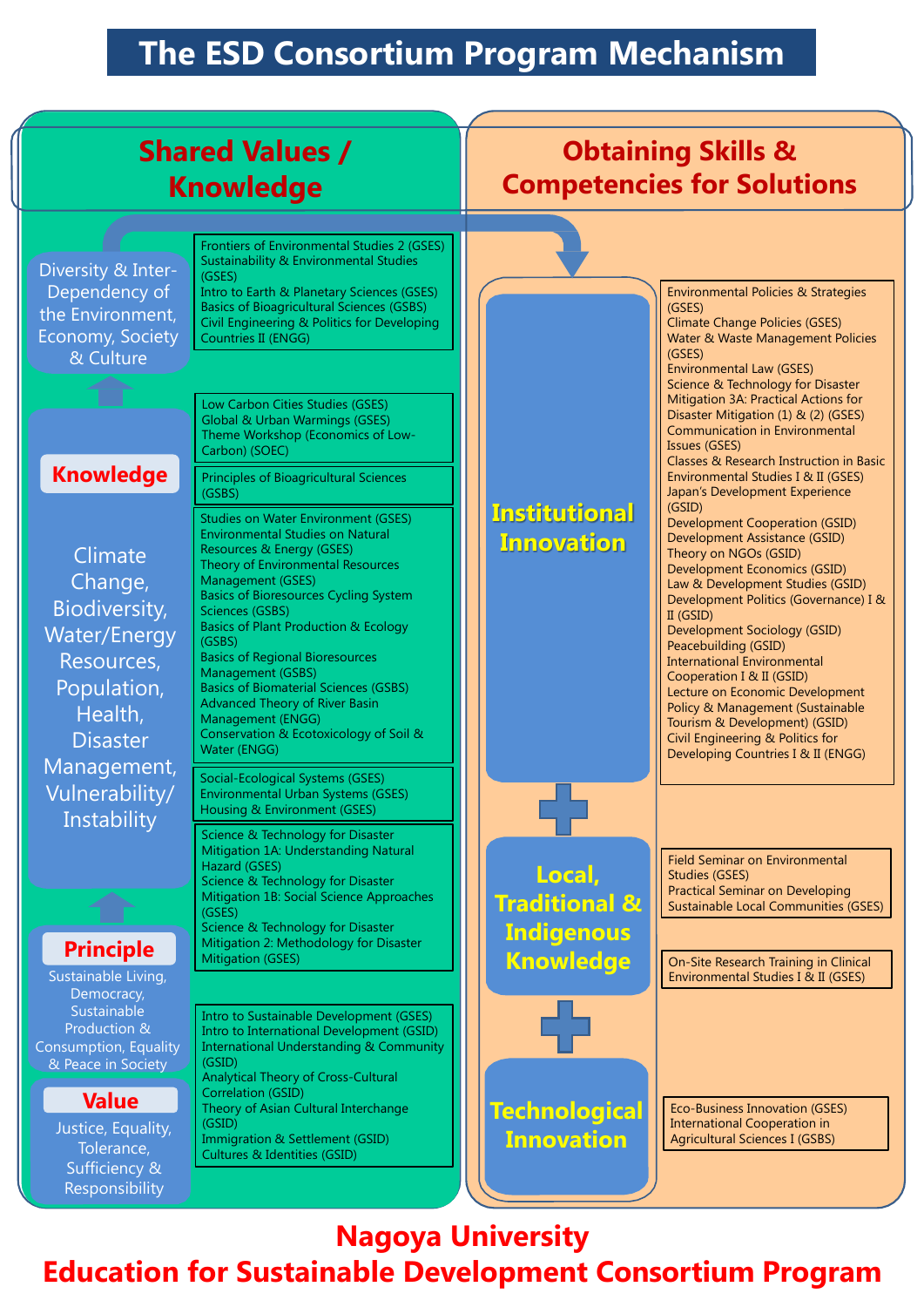# The ESD Consortium Program Mechanism

## Shared Values / Knowledge

**Diversity & Inter-Dependency of the Environment, Economy, Society & Culture**

- Frontiers of Environmental Studies 2 (GSES)
- Sustainability & Environmental Studies (GSES)
- Intro to Earth & Planetary Sciences (GSES)
- Basics of Bioagricultural Sciences (GSBS)
- Civil Engineering & Politics for Developing Countries II (ENGG)

**Knowledge**

Climate Change, Biodiversity, Water/Energy Resources, Population, Health, Disaster Management, Vulnerability/ Instability

- Low Carbon Cities Studies (GSES)
- Global & Urban Warmings (GSES)
- Theme Workshop (Economics of Low-Carbon) (SOEC)

- Principles of Bioagricultural Sciences (GSBS)

- Studies on Water Environment (GSES)
- Environmental Studies on Natural Resources & Energy (GSES)
- Theory of Environmental Resources Management (GSES)
- Basics of Bioresources Cycling System Sciences (GSBS)
- Basics of Plant Production & Ecology (GSBS)
- Basics of Regional Bioresources Management (GSBS)
- Basics of Biomaterial Sciences (GSBS)
- Advanced Theory of River Basin Management (ENGG)
- Conservation & Ecotoxicology of Soil & Water (ENGG)

- Social-Ecological Systems (GSES)
- Environmental Urban Systems (GSES)
- Housing & Environment (GSES)

- Science & Technology for Disaster Mitigation 1A: Understanding Natural Hazard (GSES)
- Science & Technology for Disaster Mitigation 1B: Social Science Approaches (GSES)
- Science & Technology for Disaster Mitigation 2: Methodology for Disaster Mitigation (GSES)

**Principle**

Sustainable Living, Democracy, Sustainable Production & Consumption, Equality & Peace in Society

**Value**

Justice, Equality, Tolerance, Sufficiency & Responsibility

- Intro to Sustainable Development (GSES)
- Intro to International Development (GSID)
- International Understanding & Community (GSID)
- Analytical Theory of Cross-Cultural Correlation (GSID)
- Theory of Asian Cultural Interchange (GSID)
- Immigration & Settlement (GSID)
- Cultures & Identities (GSID)

## Obtaining Skills & Competencies for Solutions

**Institutional Innovation**

- Environmental Policies & Strategies (GSES)
- Climate Change Policies (GSES)
- Water & Waste Management Policies (GSES)
- Environmental Law (GSES)
- Science & Technology for Disaster Mitigation 3A: Practical Actions for Disaster Mitigation (1) & (2) (GSES)
- Communication in Environmental Issues (GSES)
- Classes & Research Instruction in Basic Environmental Studies I & II (GSES)
- Japan's Development Experience (GSID)
- Development Cooperation (GSID)
- Development Assistance (GSID)
- Theory on NGOs (GSID)
- Development Economics (GSID)
- Law & Development Studies (GSID)
- Development Politics (Governance) I & II (GSID)
- Development Sociology (GSID)
- Peacebuilding (GSID)
- International Environmental Cooperation I & II (GSID)
- Lecture on Economic Development Policy & Management (Sustainable Tourism & Development) (GSID)
- Civil Engineering & Politics for Developing Countries I & II (ENGG)

+

**Local, Traditional & Indigenous Knowledge**

- Field Seminar on Environmental Studies (GSES)
- Practical Seminar on Developing Sustainable Local Communities (GSES)

- On-Site Research Training in Clinical Environmental Studies I & II (GSES)

+

**Technological Innovation**

- Eco-Business Innovation (GSES)
- International Cooperation in Agricultural Sciences I (GSBS)

**Nagoya University**
**Education for Sustainable Development Consortium Program**